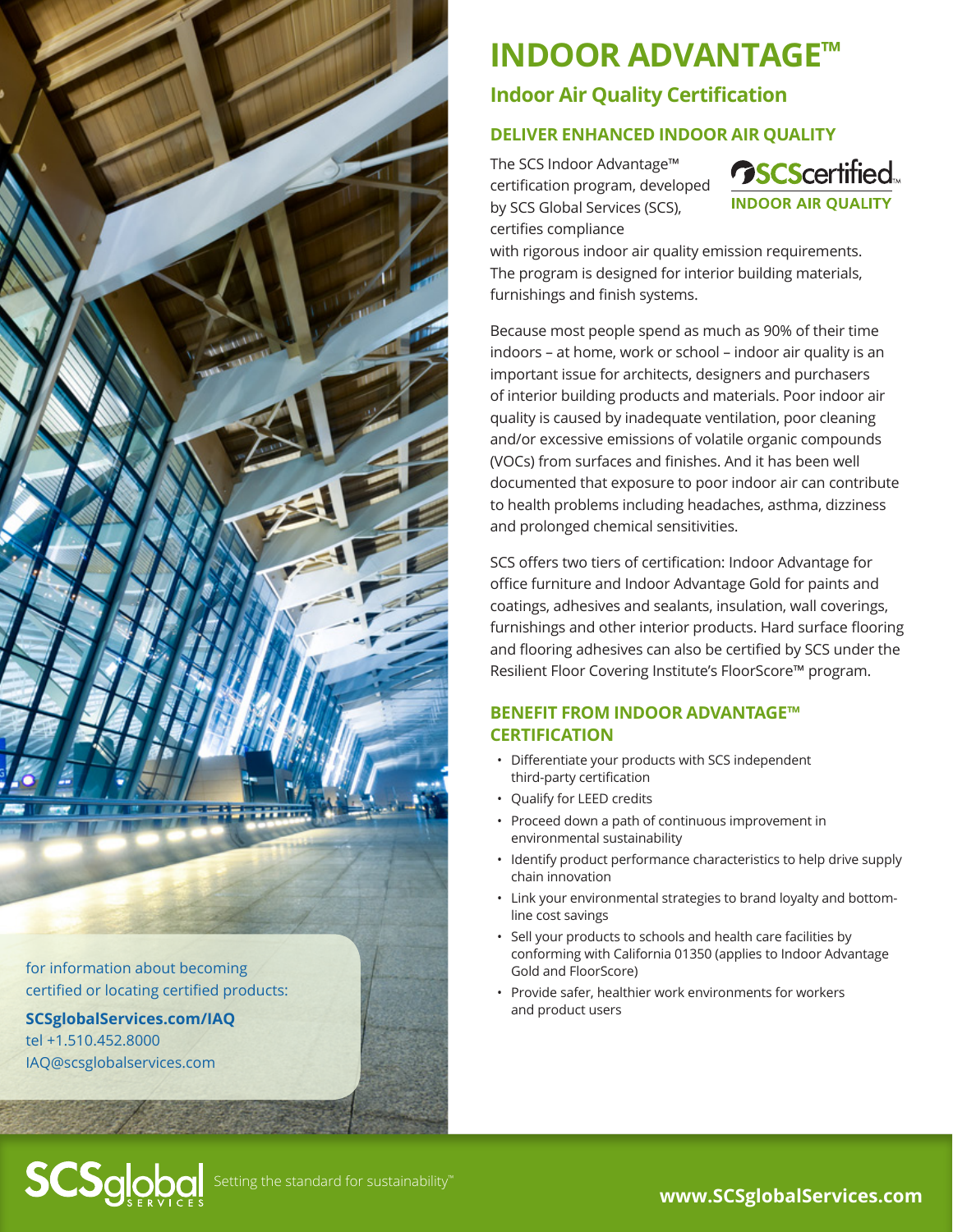# INDOOR ADVANTAGE™

## Indoor Air Quality Certification

### DELIVER ENHANCED INDOOR AIR QUALITY

SCScertified™
INDOOR AIR QUALITY

The SCS Indoor Advantage™ certification program, developed by SCS Global Services (SCS), certifies compliance with rigorous indoor air quality emission requirements. The program is designed for interior building materials, furnishings and finish systems.

Because most people spend as much as 90% of their time indoors – at home, work or school – indoor air quality is an important issue for architects, designers and purchasers of interior building products and materials. Poor indoor air quality is caused by inadequate ventilation, poor cleaning and/or excessive emissions of volatile organic compounds (VOCs) from surfaces and finishes. And it has been well documented that exposure to poor indoor air can contribute to health problems including headaches, asthma, dizziness and prolonged chemical sensitivities.

SCS offers two tiers of certification: Indoor Advantage for office furniture and Indoor Advantage Gold for paints and coatings, adhesives and sealants, insulation, wall coverings, furnishings and other interior products. Hard surface flooring and flooring adhesives can also be certified by SCS under the Resilient Floor Covering Institute's FloorScore™ program.

### BENEFIT FROM INDOOR ADVANTAGE™ CERTIFICATION

- Differentiate your products with SCS independent third-party certification
- Qualify for LEED credits
- Proceed down a path of continuous improvement in environmental sustainability
- Identify product performance characteristics to help drive supply chain innovation
- Link your environmental strategies to brand loyalty and bottom-line cost savings
- Sell your products to schools and health care facilities by conforming with California 01350 (applies to Indoor Advantage Gold and FloorScore)
- Provide safer, healthier work environments for workers and product users

for information about becoming certified or locating certified products:

**SCSglobalServices.com/IAQ**
tel +1.510.452.8000
IAQ@scsglobalservices.com

SCSglobal SERVICES — Setting the standard for sustainability™

**www.SCSglobalServices.com**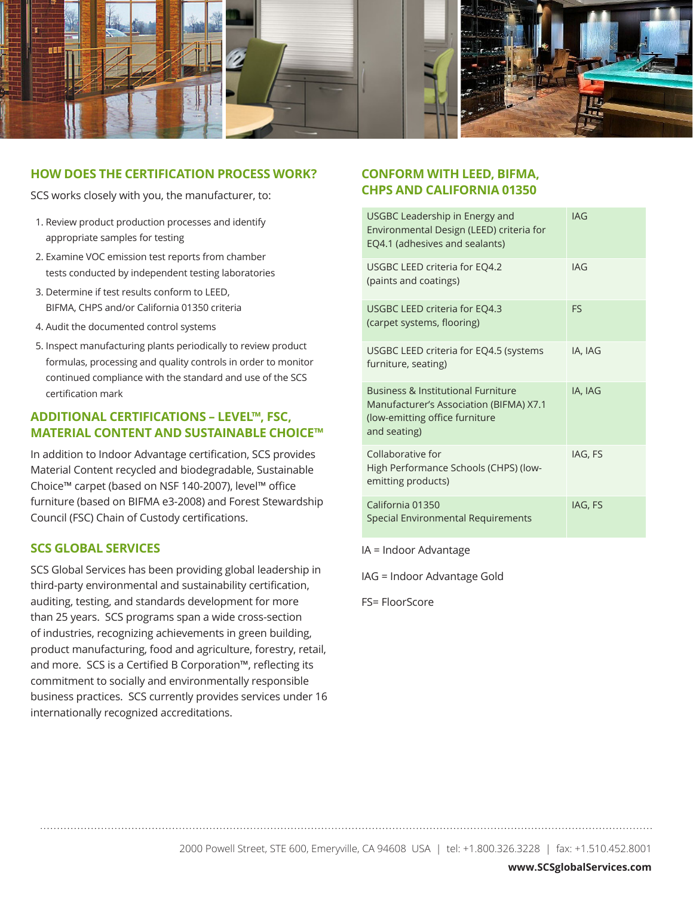## HOW DOES THE CERTIFICATION PROCESS WORK?

SCS works closely with you, the manufacturer, to:

1. Review product production processes and identify appropriate samples for testing
2. Examine VOC emission test reports from chamber tests conducted by independent testing laboratories
3. Determine if test results conform to LEED, BIFMA, CHPS and/or California 01350 criteria
4. Audit the documented control systems
5. Inspect manufacturing plants periodically to review product formulas, processing and quality controls in order to monitor continued compliance with the standard and use of the SCS certification mark

## ADDITIONAL CERTIFICATIONS – LEVEL™, FSC, MATERIAL CONTENT AND SUSTAINABLE CHOICE™

In addition to Indoor Advantage certification, SCS provides Material Content recycled and biodegradable, Sustainable Choice™ carpet (based on NSF 140-2007), level™ office furniture (based on BIFMA e3-2008) and Forest Stewardship Council (FSC) Chain of Custody certifications.

## SCS GLOBAL SERVICES

SCS Global Services has been providing global leadership in third-party environmental and sustainability certification, auditing, testing, and standards development for more than 25 years. SCS programs span a wide cross-section of industries, recognizing achievements in green building, product manufacturing, food and agriculture, forestry, retail, and more. SCS is a Certified B Corporation™, reflecting its commitment to socially and environmentally responsible business practices. SCS currently provides services under 16 internationally recognized accreditations.

## CONFORM WITH LEED, BIFMA, CHPS AND CALIFORNIA 01350

| | |
|---|---|
| USGBC Leadership in Energy and Environmental Design (LEED) criteria for EQ4.1 (adhesives and sealants) | IAG |
| USGBC LEED criteria for EQ4.2 (paints and coatings) | IAG |
| USGBC LEED criteria for EQ4.3 (carpet systems, flooring) | FS |
| USGBC LEED criteria for EQ4.5 (systems furniture, seating) | IA, IAG |
| Business & Institutional Furniture Manufacturer's Association (BIFMA) X7.1 (low-emitting office furniture and seating) | IA, IAG |
| Collaborative for High Performance Schools (CHPS) (low-emitting products) | IAG, FS |
| California 01350 Special Environmental Requirements | IAG, FS |

IA = Indoor Advantage

IAG = Indoor Advantage Gold

FS= FloorScore

2000 Powell Street, STE 600, Emeryville, CA 94608 USA | tel: +1.800.326.3228 | fax: +1.510.452.8001

**www.SCSglobalServices.com**